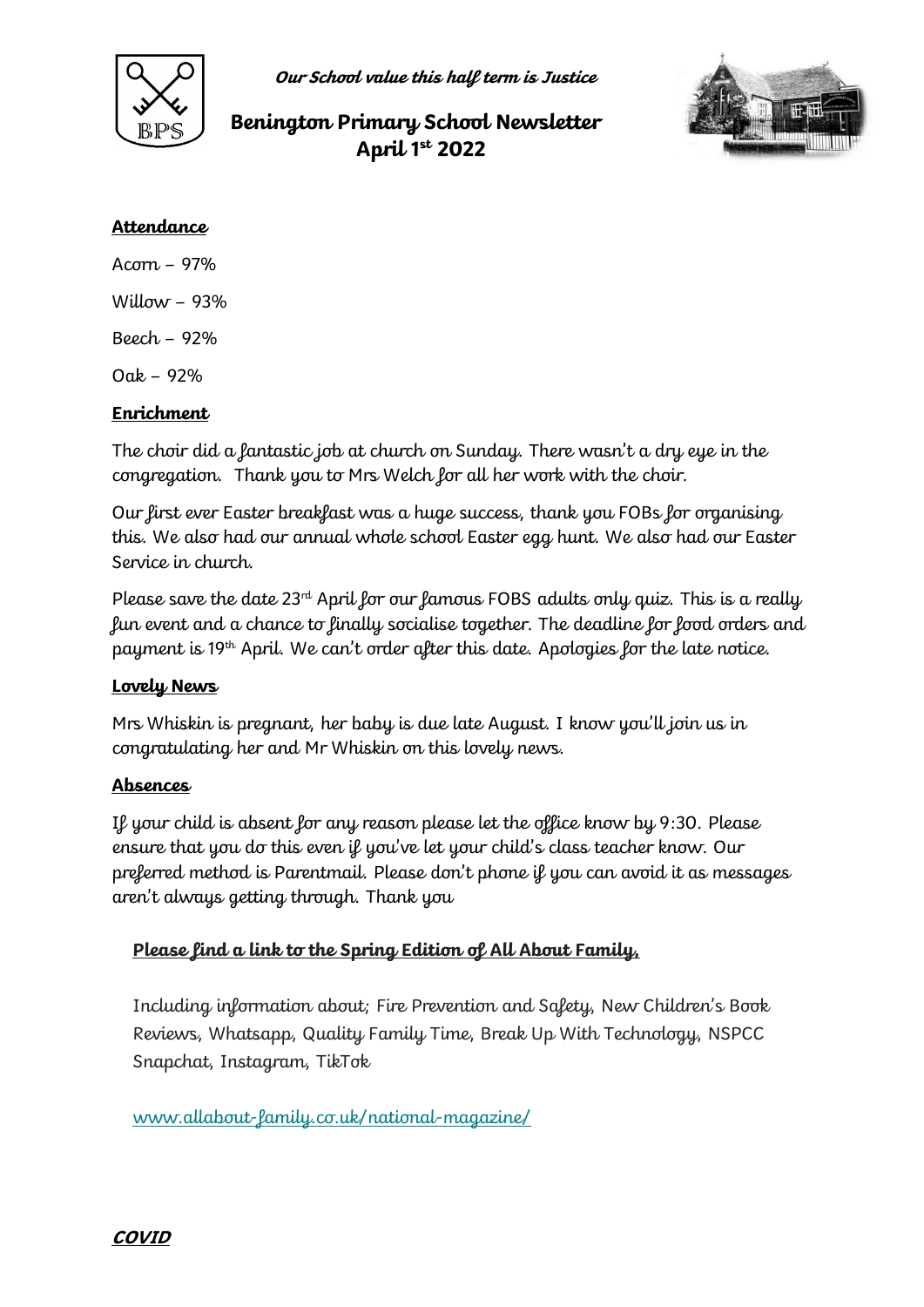*Our School value this half term is Justice*

# Benington Primary School Newsletter
# April 1st 2022

## Attendance

Acorn – 97%

Willow – 93%

Beech – 92%

Oak – 92%

## Enrichment

The choir did a fantastic job at church on Sunday. There wasn't a dry eye in the congregation. Thank you to Mrs Welch for all her work with the choir.

Our first ever Easter breakfast was a huge success, thank you FOBs for organising this. We also had our annual whole school Easter egg hunt. We also had our Easter Service in church.

Please save the date 23rd April for our famous FOBS adults only quiz. This is a really fun event and a chance to finally socialise together. The deadline for food orders and payment is 19th April. We can't order after this date. Apologies for the late notice.

## Lovely News

Mrs Whiskin is pregnant, her baby is due late August. I know you'll join us in congratulating her and Mr Whiskin on this lovely news.

## Absences

If your child is absent for any reason please let the office know by 9:30. Please ensure that you do this even if you've let your child's class teacher know. Our preferred method is Parentmail. Please don't phone if you can avoid it as messages aren't always getting through. Thank you

**Please find a link to the Spring Edition of All About Family,**

Including information about; Fire Prevention and Safety, New Children's Book Reviews, Whatsapp, Quality Family Time, Break Up With Technology, NSPCC Snapchat, Instagram, TikTok

[www.allabout-family.co.uk/national-magazine/](www.allabout-family.co.uk/national-magazine/)

## COVID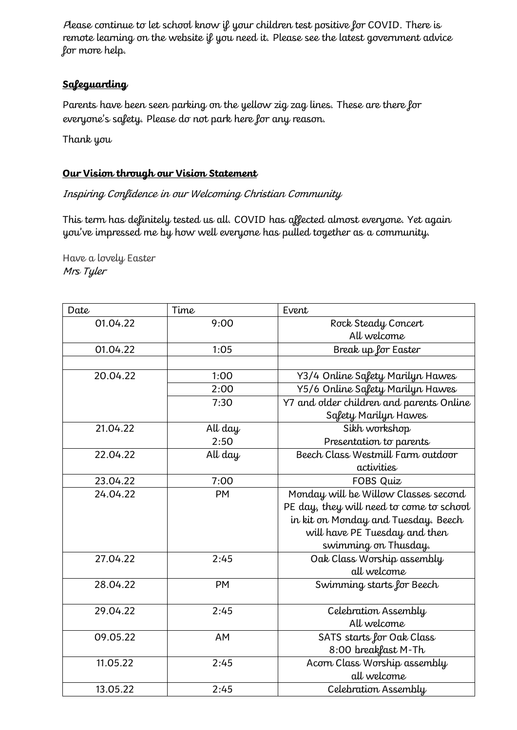Please continue to let school know if your children test positive for COVID. There is remote learning on the website if you need it. Please see the latest government advice for more help.

## Safeguarding

Parents have been seen parking on the yellow zig zag lines. These are there for everyone's safety. Please do not park here for any reason.

Thank you

## Our Vision through our Vision Statement

*Inspiring Confidence in our Welcoming Christian Community*

This term has definitely tested us all. COVID has affected almost everyone. Yet again you've impressed me by how well everyone has pulled together as a community.

Have a lovely Easter
*Mrs Tyler*

| Date | Time | Event |
|---|---|---|
| 01.04.22 | 9:00 | Rock Steady Concert All welcome |
| 01.04.22 | 1:05 | Break up for Easter |
| | | |
| 20.04.22 | 1:00 | Y3/4 Online Safety Marilyn Hawes |
| | 2:00 | Y5/6 Online Safety Marilyn Hawes |
| | 7:30 | Y7 and older children and parents Online Safety Marilyn Hawes |
| 21.04.22 | All day<br>2:50 | Sikh workshop<br>Presentation to parents |
| 22.04.22 | All day | Beech Class Westmill Farm outdoor activities |
| 23.04.22 | 7:00 | FOBS Quiz |
| 24.04.22 | PM | Monday will be Willow Classes second PE day, they will need to come to school in kit on Monday and Tuesday. Beech will have PE Tuesday and then swimming on Thusday. |
| 27.04.22 | 2:45 | Oak Class Worship assembly all welcome |
| 28.04.22 | PM | Swimming starts for Beech |
| 29.04.22 | 2:45 | Celebration Assembly All welcome |
| 09.05.22 | AM | SATS starts for Oak Class 8:00 breakfast M-Th |
| 11.05.22 | 2:45 | Acorn Class Worship assembly all welcome |
| 13.05.22 | 2:45 | Celebration Assembly |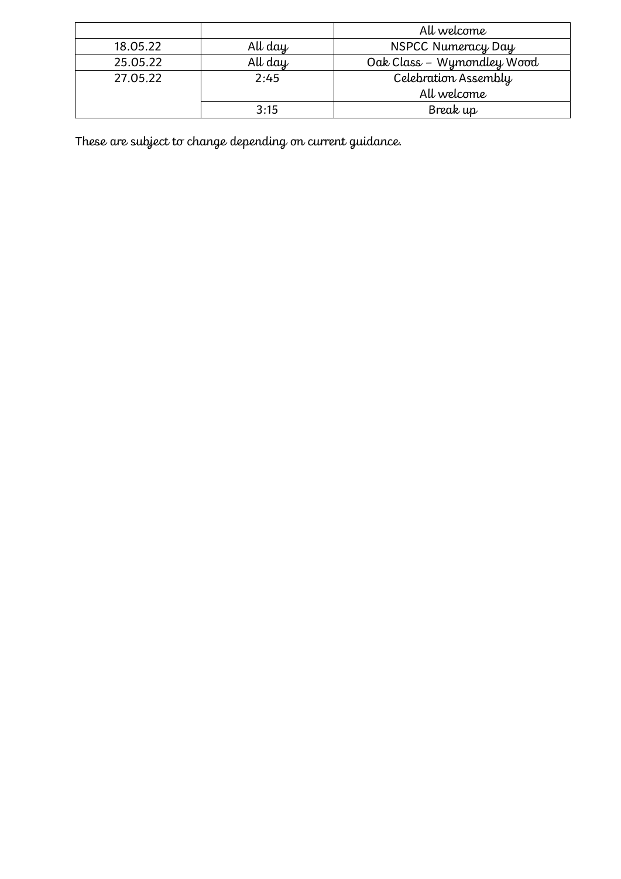| | | |
|---|---|---|
| | | All welcome |
| 18.05.22 | All day | NSPCC Numeracy Day |
| 25.05.22 | All day | Oak Class – Wymondley Wood |
| 27.05.22 | 2:45 | Celebration Assembly<br>All welcome |
| | 3:15 | Break up |

These are subject to change depending on current guidance.